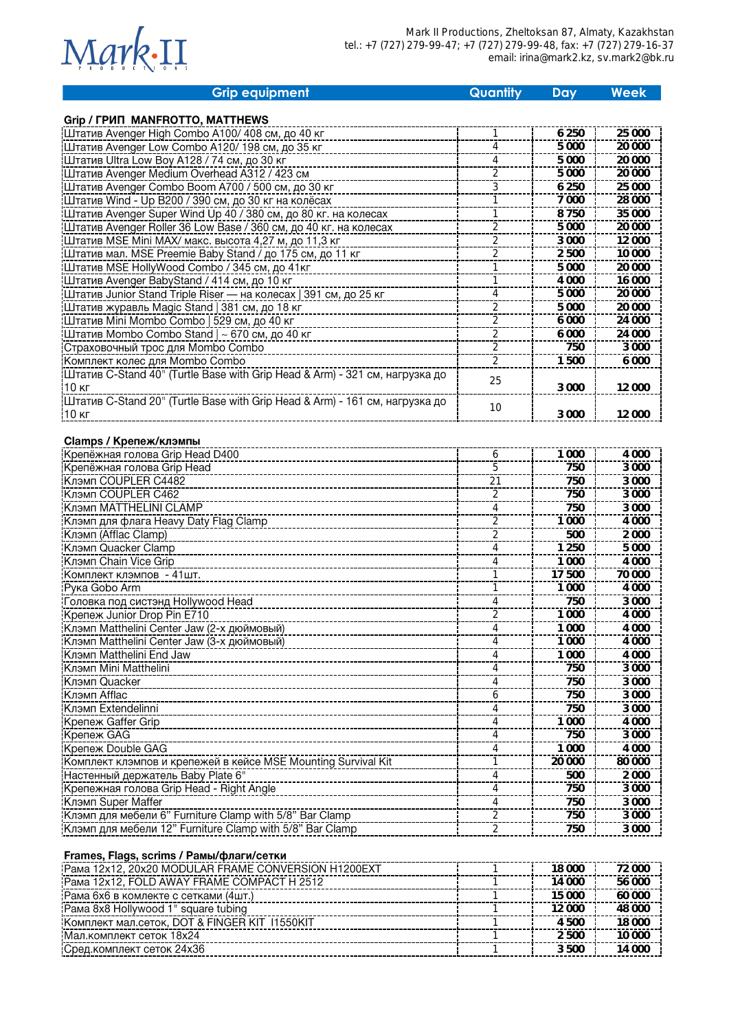Mark II

Mark II Productions, Zheltoksan 87, Almaty, Kazakhstan
tel.: +7 (727) 279-99-47; +7 (727) 279-99-48, fax: +7 (727) 279-16-37
email: irina@mark2.kz, sv.mark2@bk.ru

| Grip equipment | Quantity | Day | Week |
|---|---|---|---|
| **Grip / ГРИП MANFROTTO, MATTHEWS** | | | |
| Штатив Avenger High Combo A100/ 408 см, до 40 кг | 1 | 6 250 | 25 000 |
| Штатив Avenger Low Combo A120/ 198 см, до 35 кг | 4 | 5 000 | 20 000 |
| Штатив Ultra Low Boy A128 / 74 см, до 30 кг | 4 | 5 000 | 20 000 |
| Штатив Avenger Medium Overhead A312 / 423 см | 2 | 5 000 | 20 000 |
| Штатив Avenger Combo Boom A700 / 500 см, до 30 кг | 3 | 6 250 | 25 000 |
| Штатив Wind - Up B200 / 390 см, до 30 кг на колёсах | 1 | 7 000 | 28 000 |
| Штатив Avenger Super Wind Up 40 / 380 см, до 80 кг. на колесах | 1 | 8 750 | 35 000 |
| Штатив Avenger Roller 36 Low Base / 360 см, до 40 кг. на колесах | 2 | 5 000 | 20 000 |
| Штатив MSE Mini MAX/ макс. высота 4,27 м, до 11,3 кг | 2 | 3 000 | 12 000 |
| Штатив мал. MSE Preemie Baby Stand / до 175 см, до 11 кг | 2 | 2 500 | 10 000 |
| Штатив MSE HollyWood Combo / 345 см, до 41кг | 1 | 5 000 | 20 000 |
| Штатив Avenger BabyStand / 414 см, до 10 кг | 1 | 4 000 | 16 000 |
| Штатив Junior Stand Triple Riser — на колесах \| 391 см, до 25 кг | 4 | 5 000 | 20 000 |
| Штатив журавль Magic Stand \| 381 см, до 18 кг | 2 | 5 000 | 20 000 |
| Штатив Mini Mombo Combo \| 529 см, до 40 кг | 2 | 6 000 | 24 000 |
| Штатив Mombo Combo Stand \| ~ 670 см, до 40 кг | 2 | 6 000 | 24 000 |
| Страховочный трос для Mombo Combo | 2 | 750 | 3 000 |
| Комплект колес для Mombo Combo | 2 | 1 500 | 6 000 |
| Штатив C-Stand 40" (Turtle Base with Grip Head & Arm) - 321 см, нагрузка до 10 кг | 25 | 3 000 | 12 000 |
| Штатив C-Stand 20" (Turtle Base with Grip Head & Arm) - 161 см, нагрузка до 10 кг | 10 | 3 000 | 12 000 |
| **Clamps / Крепеж/клэмпы** | | | |
| Крепёжная голова Grip Head D400 | 6 | 1 000 | 4 000 |
| Крепёжная голова Grip Head | 5 | 750 | 3 000 |
| Клэмп COUPLER C4482 | 21 | 750 | 3 000 |
| Клэмп COUPLER C462 | 2 | 750 | 3 000 |
| Клэмп MATTHELINI CLAMP | 4 | 750 | 3 000 |
| Клэмп для флага Heavy Daty Flag Clamp | 2 | 1 000 | 4 000 |
| Клэмп (Afflac Clamp) | 2 | 500 | 2 000 |
| Клэмп Quacker Clamp | 4 | 1 250 | 5 000 |
| Клэмп Chain Vice Grip | 4 | 1 000 | 4 000 |
| Комплект клэмпов - 41шт. | 1 | 17 500 | 70 000 |
| Рука Gobo Arm | 1 | 1 000 | 4 000 |
| Головка под систэнд Hollywood Head | 4 | 750 | 3 000 |
| Крепеж Junior Drop Pin E710 | 2 | 1 000 | 4 000 |
| Клэмп Matthelini Center Jaw (2-х дюймовый) | 4 | 1 000 | 4 000 |
| Клэмп Matthelini Center Jaw (3-х дюймовый) | 4 | 1 000 | 4 000 |
| Клэмп Matthelini End Jaw | 4 | 1 000 | 4 000 |
| Клэмп Mini Matthelini | 4 | 750 | 3 000 |
| Клэмп Quacker | 4 | 750 | 3 000 |
| Клэмп Afflac | 6 | 750 | 3 000 |
| Клэмп Extendelinni | 4 | 750 | 3 000 |
| Крепеж Gaffer Grip | 4 | 1 000 | 4 000 |
| Крепеж GAG | 4 | 750 | 3 000 |
| Крепеж Double GAG | 4 | 1 000 | 4 000 |
| Комплект клэмпов и крепежей в кейсе MSE Mounting Survival Kit | 1 | 20 000 | 80 000 |
| Настенный держатель Baby Plate 6" | 4 | 500 | 2 000 |
| Крепежная голова Grip Head - Right Angle | 4 | 750 | 3 000 |
| Клэмп Super Maffer | 4 | 750 | 3 000 |
| Клэмп для мебели 6" Furniture Clamp with 5/8" Bar Clamp | 2 | 750 | 3 000 |
| Клэмп для мебели 12" Furniture Clamp with 5/8" Bar Clamp | 2 | 750 | 3 000 |
| **Frames, Flags, scrims / Рамы/флаги/сетки** | | | |
| Рама 12x12, 20x20 MODULAR FRAME CONVERSION H1200EXT | 1 | 18 000 | 72 000 |
| Рама 12x12, FOLD AWAY FRAME COMPACT H 2512 | 1 | 14 000 | 56 000 |
| Рама 6x6 в комлекте с сетками (4шт.) | 1 | 15 000 | 60 000 |
| Рама 8x8 Hollywood 1" square tubing | 1 | 12 000 | 48 000 |
| Комплект мал.сеток, DOT & FINGER KIT I1550KIT | 1 | 4 500 | 18 000 |
| Мал.комплект сеток 18x24 | 1 | 2 500 | 10 000 |
| Сред.комплект сеток 24x36 | 1 | 3 500 | 14 000 |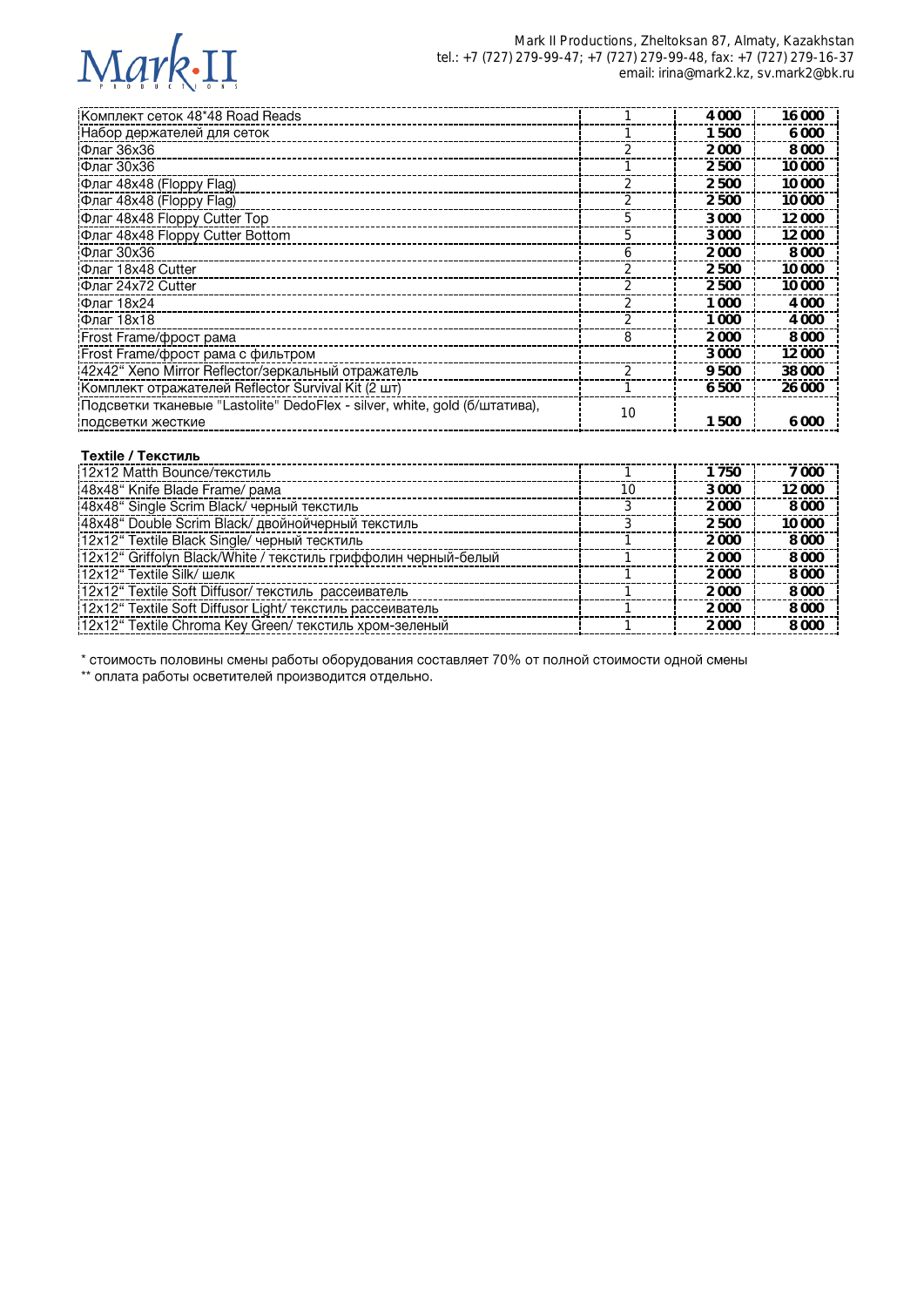| | | | |
|---|---|---|---|
| Комплект сеток 48*48 Road Reads | 1 | 4 000 | 16 000 |
| Набор держателей для сеток | 1 | 1 500 | 6 000 |
| Флаг 36x36 | 2 | 2 000 | 8 000 |
| Флаг 30x36 | 1 | 2 500 | 10 000 |
| Флаг 48x48 (Floppy Flag) | 2 | 2 500 | 10 000 |
| Флаг 48x48 (Floppy Flag) | 2 | 2 500 | 10 000 |
| Флаг 48x48 Floppy Cutter Top | 5 | 3 000 | 12 000 |
| Флаг 48x48 Floppy Cutter Bottom | 5 | 3 000 | 12 000 |
| Флаг 30x36 | 6 | 2 000 | 8 000 |
| Флаг 18x48 Cutter | 2 | 2 500 | 10 000 |
| Флаг 24x72 Cutter | 2 | 2 500 | 10 000 |
| Флаг 18x24 | 2 | 1 000 | 4 000 |
| Флаг 18x18 | 2 | 1 000 | 4 000 |
| Frost Frame/фрост рама | 8 | 2 000 | 8 000 |
| Frost Frame/фрост рама с фильтром | | 3 000 | 12 000 |
| 42x42" Xeno Mirror Reflector/зеркальный отражатель | 2 | 9 500 | 38 000 |
| Комплект отражателей Reflector Survival Kit (2 шт) | 1 | 6 500 | 26 000 |
| Подсветки тканевые "Lastolite" DedoFlex - silver, white, gold (б/штатива), подсветки жесткие | 10 | 1 500 | 6 000 |

**Textile / Текстиль**

| | | | |
|---|---|---|---|
| 12x12 Matth Bounce/текстиль | 1 | 1 750 | 7 000 |
| 48x48" Knife Blade Frame/ рама | 10 | 3 000 | 12 000 |
| 48x48" Single Scrim Black/ черный текстиль | 3 | 2 000 | 8 000 |
| 48x48" Double Scrim Black/ двойнойчерный текстиль | 3 | 2 500 | 10 000 |
| 12x12" Textile Black Single/ черный тесктиль | 1 | 2 000 | 8 000 |
| 12x12" Griffolyn Black/White / текстиль гриффолин черный-белый | 1 | 2 000 | 8 000 |
| 12x12" Textile Silk/ шелк | 1 | 2 000 | 8 000 |
| 12x12" Textile Soft Diffusor/ текстиль рассеиватель | 1 | 2 000 | 8 000 |
| 12x12" Textile Soft Diffusor Light/ текстиль рассеиватель | 1 | 2 000 | 8 000 |
| 12x12" Textile Chroma Key Green/ текстиль хром-зеленый | 1 | 2 000 | 8 000 |

* стоимость половины смены работы оборудования составляет 70% от полной стоимости одной смены

** оплата работы осветителей производится отдельно.